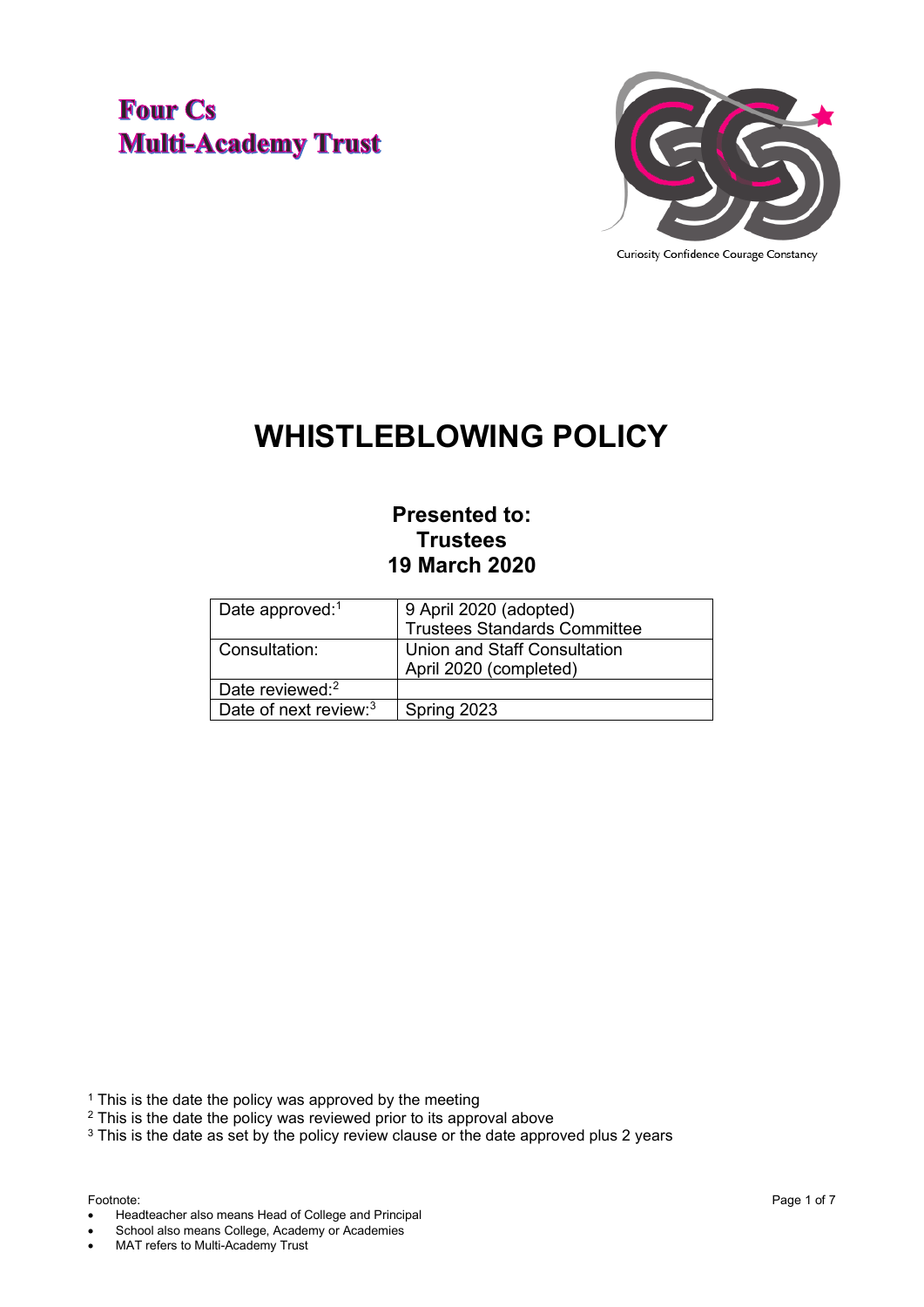**Four Cs**
**Multi-Academy Trust**

Curiosity Confidence Courage Constancy

# WHISTLEBLOWING POLICY

**Presented to:**
**Trustees**
**19 March 2020**

| Date approved:[1] | 9 April 2020 (adopted) Trustees Standards Committee |
|---|---|
| Consultation: | Union and Staff Consultation April 2020 (completed) |
| Date reviewed:[2] | |
| Date of next review:[3] | Spring 2023 |

[1] This is the date the policy was approved by the meeting
[2] This is the date the policy was reviewed prior to its approval above
[3] This is the date as set by the policy review clause or the date approved plus 2 years

Footnote:

- Headteacher also means Head of College and Principal
- School also means College, Academy or Academies
- MAT refers to Multi-Academy Trust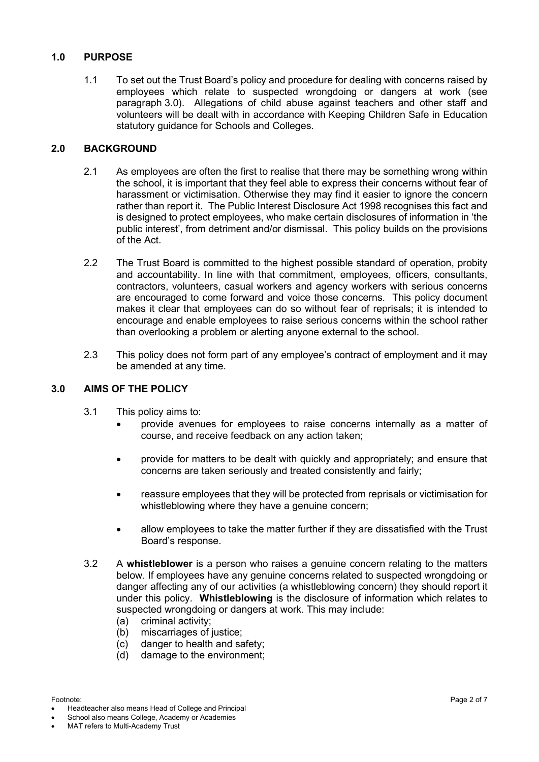## 1.0 PURPOSE

1.1 To set out the Trust Board's policy and procedure for dealing with concerns raised by employees which relate to suspected wrongdoing or dangers at work (see paragraph 3.0). Allegations of child abuse against teachers and other staff and volunteers will be dealt with in accordance with Keeping Children Safe in Education statutory guidance for Schools and Colleges.

## 2.0 BACKGROUND

2.1 As employees are often the first to realise that there may be something wrong within the school, it is important that they feel able to express their concerns without fear of harassment or victimisation. Otherwise they may find it easier to ignore the concern rather than report it. The Public Interest Disclosure Act 1998 recognises this fact and is designed to protect employees, who make certain disclosures of information in 'the public interest', from detriment and/or dismissal. This policy builds on the provisions of the Act.

2.2 The Trust Board is committed to the highest possible standard of operation, probity and accountability. In line with that commitment, employees, officers, consultants, contractors, volunteers, casual workers and agency workers with serious concerns are encouraged to come forward and voice those concerns. This policy document makes it clear that employees can do so without fear of reprisals; it is intended to encourage and enable employees to raise serious concerns within the school rather than overlooking a problem or alerting anyone external to the school.

2.3 This policy does not form part of any employee's contract of employment and it may be amended at any time.

## 3.0 AIMS OF THE POLICY

3.1 This policy aims to:

- provide avenues for employees to raise concerns internally as a matter of course, and receive feedback on any action taken;
- provide for matters to be dealt with quickly and appropriately; and ensure that concerns are taken seriously and treated consistently and fairly;
- reassure employees that they will be protected from reprisals or victimisation for whistleblowing where they have a genuine concern;
- allow employees to take the matter further if they are dissatisfied with the Trust Board's response.

3.2 A **whistleblower** is a person who raises a genuine concern relating to the matters below. If employees have any genuine concerns related to suspected wrongdoing or danger affecting any of our activities (a whistleblowing concern) they should report it under this policy. **Whistleblowing** is the disclosure of information which relates to suspected wrongdoing or dangers at work. This may include:

(a) criminal activity;
(b) miscarriages of justice;
(c) danger to health and safety;
(d) damage to the environment;

Footnote:

- Headteacher also means Head of College and Principal
- School also means College, Academy or Academies
- MAT refers to Multi-Academy Trust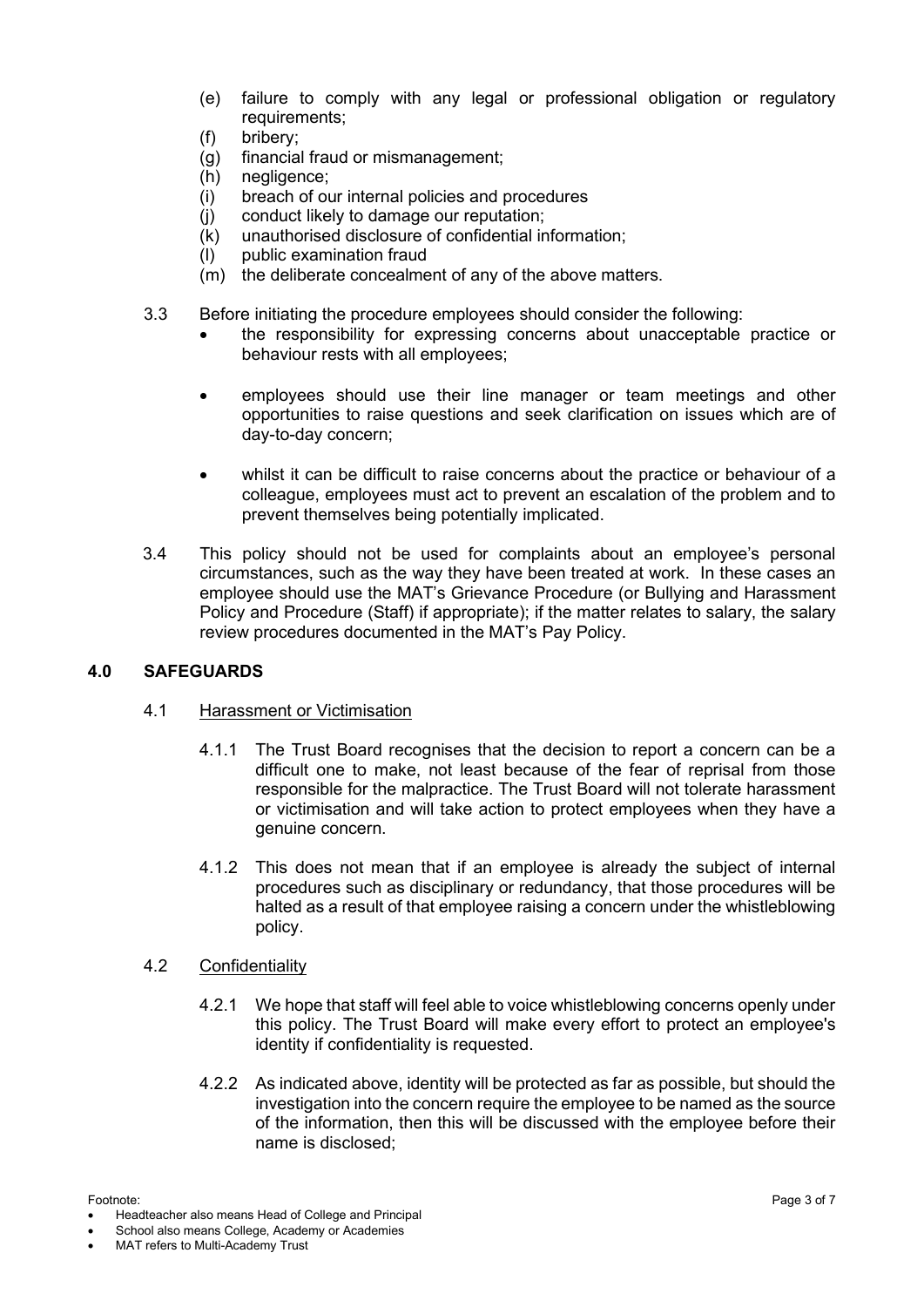(e) failure to comply with any legal or professional obligation or regulatory requirements;
(f) bribery;
(g) financial fraud or mismanagement;
(h) negligence;
(i) breach of our internal policies and procedures
(j) conduct likely to damage our reputation;
(k) unauthorised disclosure of confidential information;
(l) public examination fraud
(m) the deliberate concealment of any of the above matters.

3.3 Before initiating the procedure employees should consider the following:

- the responsibility for expressing concerns about unacceptable practice or behaviour rests with all employees;
- employees should use their line manager or team meetings and other opportunities to raise questions and seek clarification on issues which are of day-to-day concern;
- whilst it can be difficult to raise concerns about the practice or behaviour of a colleague, employees must act to prevent an escalation of the problem and to prevent themselves being potentially implicated.

3.4 This policy should not be used for complaints about an employee's personal circumstances, such as the way they have been treated at work. In these cases an employee should use the MAT's Grievance Procedure (or Bullying and Harassment Policy and Procedure (Staff) if appropriate); if the matter relates to salary, the salary review procedures documented in the MAT's Pay Policy.

## 4.0 SAFEGUARDS

### 4.1 Harassment or Victimisation

4.1.1 The Trust Board recognises that the decision to report a concern can be a difficult one to make, not least because of the fear of reprisal from those responsible for the malpractice. The Trust Board will not tolerate harassment or victimisation and will take action to protect employees when they have a genuine concern.

4.1.2 This does not mean that if an employee is already the subject of internal procedures such as disciplinary or redundancy, that those procedures will be halted as a result of that employee raising a concern under the whistleblowing policy.

### 4.2 Confidentiality

4.2.1 We hope that staff will feel able to voice whistleblowing concerns openly under this policy. The Trust Board will make every effort to protect an employee's identity if confidentiality is requested.

4.2.2 As indicated above, identity will be protected as far as possible, but should the investigation into the concern require the employee to be named as the source of the information, then this will be discussed with the employee before their name is disclosed;

Footnote:

- Headteacher also means Head of College and Principal
- School also means College, Academy or Academies
- MAT refers to Multi-Academy Trust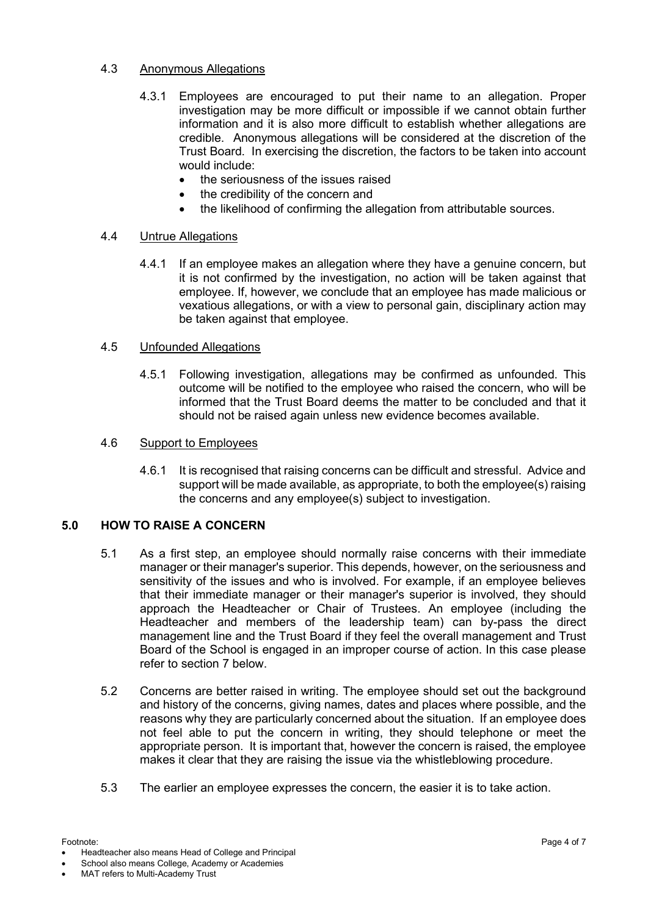### 4.3 Anonymous Allegations

4.3.1 Employees are encouraged to put their name to an allegation. Proper investigation may be more difficult or impossible if we cannot obtain further information and it is also more difficult to establish whether allegations are credible. Anonymous allegations will be considered at the discretion of the Trust Board. In exercising the discretion, the factors to be taken into account would include:

- the seriousness of the issues raised
- the credibility of the concern and
- the likelihood of confirming the allegation from attributable sources.

### 4.4 Untrue Allegations

4.4.1 If an employee makes an allegation where they have a genuine concern, but it is not confirmed by the investigation, no action will be taken against that employee. If, however, we conclude that an employee has made malicious or vexatious allegations, or with a view to personal gain, disciplinary action may be taken against that employee.

### 4.5 Unfounded Allegations

4.5.1 Following investigation, allegations may be confirmed as unfounded. This outcome will be notified to the employee who raised the concern, who will be informed that the Trust Board deems the matter to be concluded and that it should not be raised again unless new evidence becomes available.

### 4.6 Support to Employees

4.6.1 It is recognised that raising concerns can be difficult and stressful. Advice and support will be made available, as appropriate, to both the employee(s) raising the concerns and any employee(s) subject to investigation.

## 5.0 HOW TO RAISE A CONCERN

5.1 As a first step, an employee should normally raise concerns with their immediate manager or their manager's superior. This depends, however, on the seriousness and sensitivity of the issues and who is involved. For example, if an employee believes that their immediate manager or their manager's superior is involved, they should approach the Headteacher or Chair of Trustees. An employee (including the Headteacher and members of the leadership team) can by-pass the direct management line and the Trust Board if they feel the overall management and Trust Board of the School is engaged in an improper course of action. In this case please refer to section 7 below.

5.2 Concerns are better raised in writing. The employee should set out the background and history of the concerns, giving names, dates and places where possible, and the reasons why they are particularly concerned about the situation. If an employee does not feel able to put the concern in writing, they should telephone or meet the appropriate person. It is important that, however the concern is raised, the employee makes it clear that they are raising the issue via the whistleblowing procedure.

5.3 The earlier an employee expresses the concern, the easier it is to take action.

Footnote:

- Headteacher also means Head of College and Principal
- School also means College, Academy or Academies
- MAT refers to Multi-Academy Trust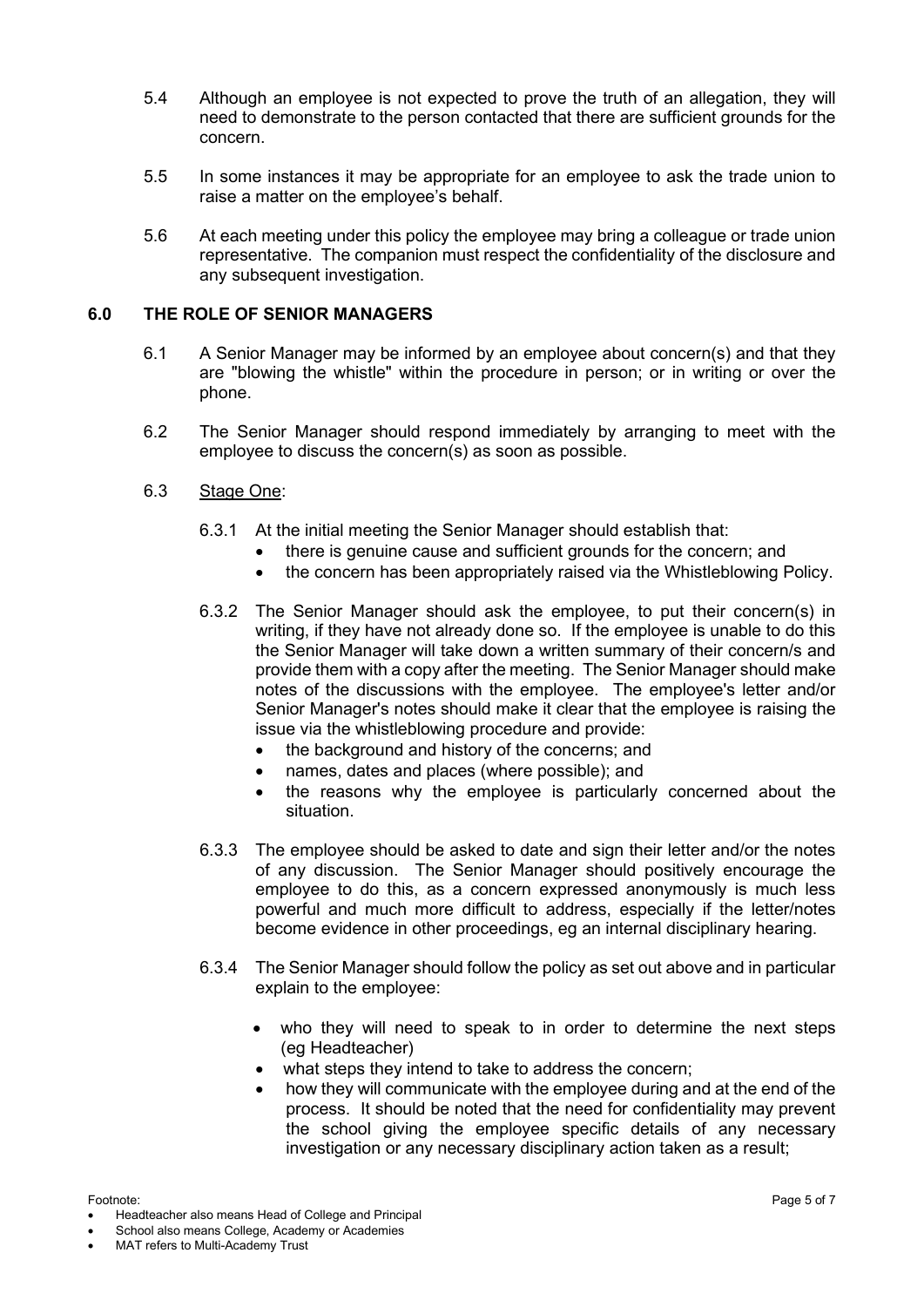5.4 Although an employee is not expected to prove the truth of an allegation, they will need to demonstrate to the person contacted that there are sufficient grounds for the concern.

5.5 In some instances it may be appropriate for an employee to ask the trade union to raise a matter on the employee's behalf.

5.6 At each meeting under this policy the employee may bring a colleague or trade union representative. The companion must respect the confidentiality of the disclosure and any subsequent investigation.

## 6.0 THE ROLE OF SENIOR MANAGERS

6.1 A Senior Manager may be informed by an employee about concern(s) and that they are "blowing the whistle" within the procedure in person; or in writing or over the phone.

6.2 The Senior Manager should respond immediately by arranging to meet with the employee to discuss the concern(s) as soon as possible.

6.3 Stage One:

6.3.1 At the initial meeting the Senior Manager should establish that:

- there is genuine cause and sufficient grounds for the concern; and
- the concern has been appropriately raised via the Whistleblowing Policy.

6.3.2 The Senior Manager should ask the employee, to put their concern(s) in writing, if they have not already done so. If the employee is unable to do this the Senior Manager will take down a written summary of their concern/s and provide them with a copy after the meeting. The Senior Manager should make notes of the discussions with the employee. The employee's letter and/or Senior Manager's notes should make it clear that the employee is raising the issue via the whistleblowing procedure and provide:

- the background and history of the concerns; and
- names, dates and places (where possible); and
- the reasons why the employee is particularly concerned about the situation.

6.3.3 The employee should be asked to date and sign their letter and/or the notes of any discussion. The Senior Manager should positively encourage the employee to do this, as a concern expressed anonymously is much less powerful and much more difficult to address, especially if the letter/notes become evidence in other proceedings, eg an internal disciplinary hearing.

6.3.4 The Senior Manager should follow the policy as set out above and in particular explain to the employee:

- who they will need to speak to in order to determine the next steps (eg Headteacher)
- what steps they intend to take to address the concern;
- how they will communicate with the employee during and at the end of the process. It should be noted that the need for confidentiality may prevent the school giving the employee specific details of any necessary investigation or any necessary disciplinary action taken as a result;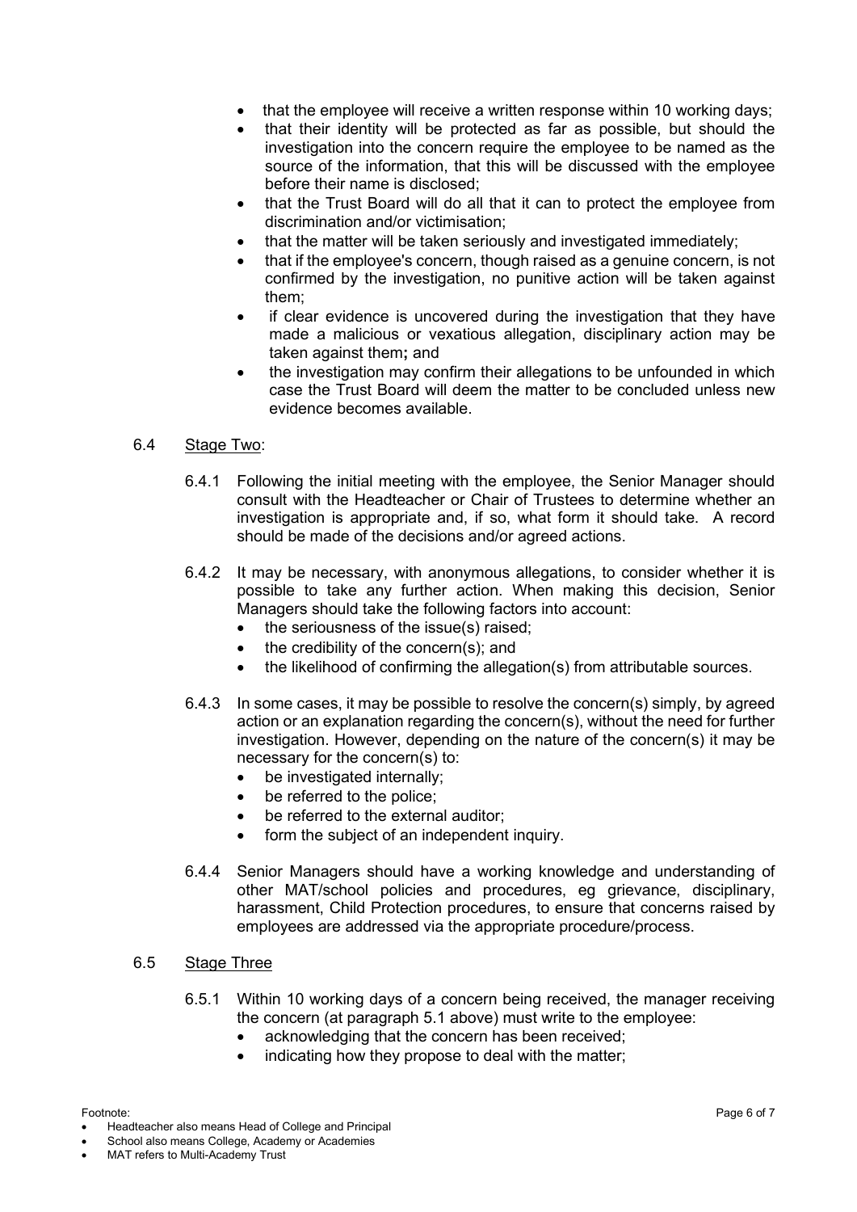- that the employee will receive a written response within 10 working days;
- that their identity will be protected as far as possible, but should the investigation into the concern require the employee to be named as the source of the information, that this will be discussed with the employee before their name is disclosed;
- that the Trust Board will do all that it can to protect the employee from discrimination and/or victimisation;
- that the matter will be taken seriously and investigated immediately;
- that if the employee's concern, though raised as a genuine concern, is not confirmed by the investigation, no punitive action will be taken against them;
- if clear evidence is uncovered during the investigation that they have made a malicious or vexatious allegation, disciplinary action may be taken against them**;** and
- the investigation may confirm their allegations to be unfounded in which case the Trust Board will deem the matter to be concluded unless new evidence becomes available.

6.4 Stage Two:

6.4.1 Following the initial meeting with the employee, the Senior Manager should consult with the Headteacher or Chair of Trustees to determine whether an investigation is appropriate and, if so, what form it should take. A record should be made of the decisions and/or agreed actions.

6.4.2 It may be necessary, with anonymous allegations, to consider whether it is possible to take any further action. When making this decision, Senior Managers should take the following factors into account:

- the seriousness of the issue(s) raised;
- the credibility of the concern(s); and
- the likelihood of confirming the allegation(s) from attributable sources.

6.4.3 In some cases, it may be possible to resolve the concern(s) simply, by agreed action or an explanation regarding the concern(s), without the need for further investigation. However, depending on the nature of the concern(s) it may be necessary for the concern(s) to:

- be investigated internally;
- be referred to the police;
- be referred to the external auditor;
- form the subject of an independent inquiry.

6.4.4 Senior Managers should have a working knowledge and understanding of other MAT/school policies and procedures, eg grievance, disciplinary, harassment, Child Protection procedures, to ensure that concerns raised by employees are addressed via the appropriate procedure/process.

6.5 Stage Three

6.5.1 Within 10 working days of a concern being received, the manager receiving the concern (at paragraph 5.1 above) must write to the employee:

- acknowledging that the concern has been received;
- indicating how they propose to deal with the matter;

Footnote:

- Headteacher also means Head of College and Principal
- School also means College, Academy or Academies
- MAT refers to Multi-Academy Trust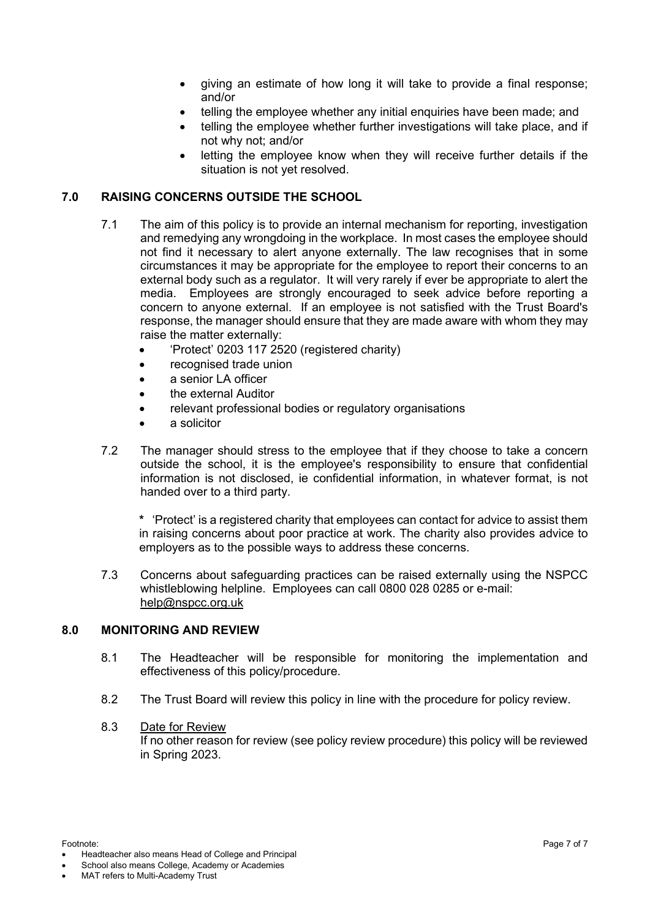- giving an estimate of how long it will take to provide a final response; and/or
- telling the employee whether any initial enquiries have been made; and
- telling the employee whether further investigations will take place, and if not why not; and/or
- letting the employee know when they will receive further details if the situation is not yet resolved.

## 7.0 RAISING CONCERNS OUTSIDE THE SCHOOL

7.1 The aim of this policy is to provide an internal mechanism for reporting, investigation and remedying any wrongdoing in the workplace. In most cases the employee should not find it necessary to alert anyone externally. The law recognises that in some circumstances it may be appropriate for the employee to report their concerns to an external body such as a regulator. It will very rarely if ever be appropriate to alert the media. Employees are strongly encouraged to seek advice before reporting a concern to anyone external. If an employee is not satisfied with the Trust Board's response, the manager should ensure that they are made aware with whom they may raise the matter externally:

- 'Protect' 0203 117 2520 (registered charity)
- recognised trade union
- a senior LA officer
- the external Auditor
- relevant professional bodies or regulatory organisations
- a solicitor

7.2 The manager should stress to the employee that if they choose to take a concern outside the school, it is the employee's responsibility to ensure that confidential information is not disclosed, ie confidential information, in whatever format, is not handed over to a third party.

**\*** 'Protect' is a registered charity that employees can contact for advice to assist them in raising concerns about poor practice at work. The charity also provides advice to employers as to the possible ways to address these concerns.

7.3 Concerns about safeguarding practices can be raised externally using the NSPCC whistleblowing helpline. Employees can call 0800 028 0285 or e-mail: help@nspcc.org.uk

## 8.0 MONITORING AND REVIEW

8.1 The Headteacher will be responsible for monitoring the implementation and effectiveness of this policy/procedure.

8.2 The Trust Board will review this policy in line with the procedure for policy review.

8.3 Date for Review
If no other reason for review (see policy review procedure) this policy will be reviewed in Spring 2023.

Footnote:
- Headteacher also means Head of College and Principal
- School also means College, Academy or Academies
- MAT refers to Multi-Academy Trust